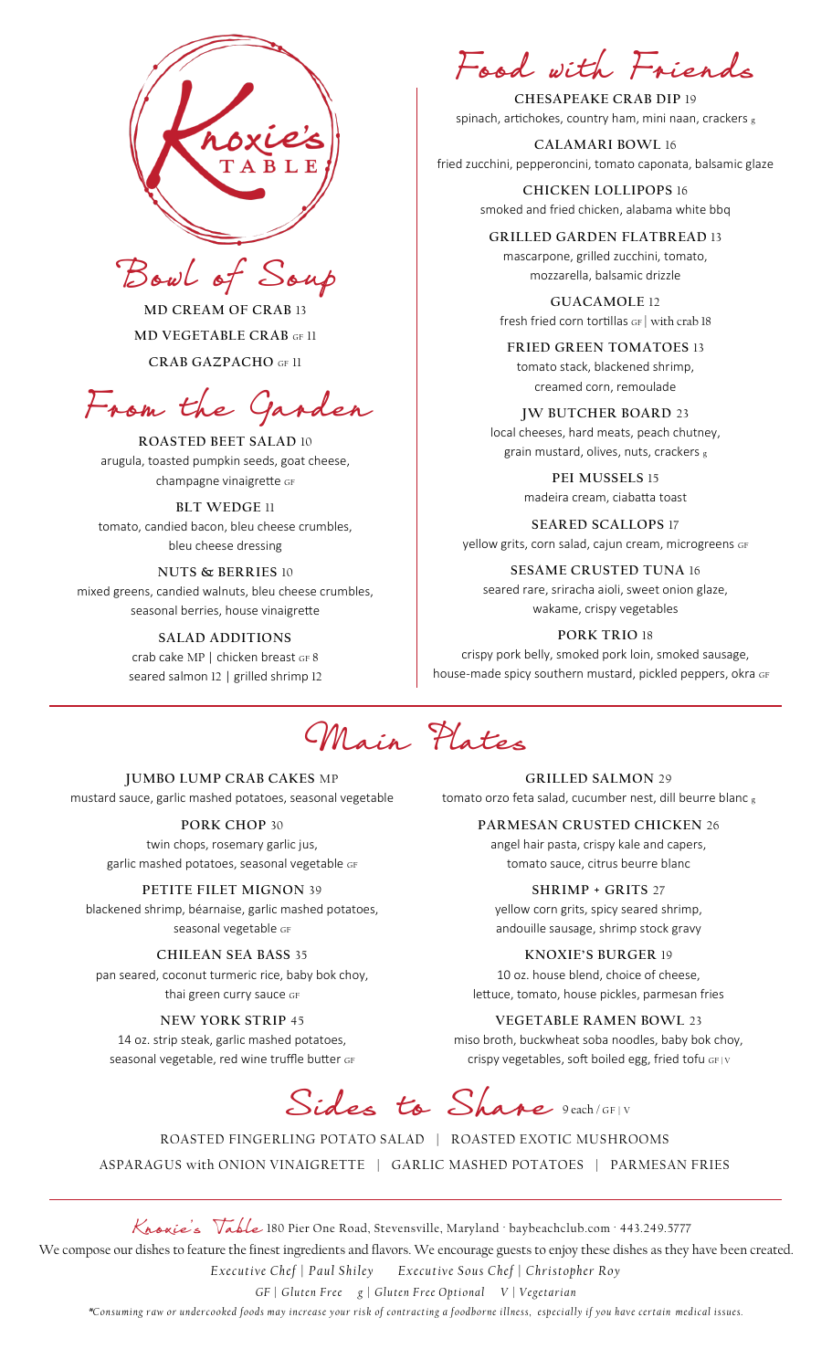# Knoxie's TABLE

## Bowl of Soup

**MD CREAM OF CRAB** 13

**MD VEGETABLE CRAB** GF 11

**CRAB GAZPACHO** GF 11

## From the Garden

**ROASTED BEET SALAD** 10
arugula, toasted pumpkin seeds, goat cheese, champagne vinaigrette GF

**BLT WEDGE** 11
tomato, candied bacon, bleu cheese crumbles, bleu cheese dressing

**NUTS & BERRIES** 10
mixed greens, candied walnuts, bleu cheese crumbles, seasonal berries, house vinaigrette

**SALAD ADDITIONS**
crab cake MP | chicken breast GF 8
seared salmon 12 | grilled shrimp 12

## Food with Friends

**CHESAPEAKE CRAB DIP** 19
spinach, artichokes, country ham, mini naan, crackers g

**CALAMARI BOWL** 16
fried zucchini, pepperoncini, tomato caponata, balsamic glaze

**CHICKEN LOLLIPOPS** 16
smoked and fried chicken, alabama white bbq

**GRILLED GARDEN FLATBREAD** 13
mascarpone, grilled zucchini, tomato, mozzarella, balsamic drizzle

**GUACAMOLE** 12
fresh fried corn tortillas GF | with crab 18

**FRIED GREEN TOMATOES** 13
tomato stack, blackened shrimp, creamed corn, remoulade

**JW BUTCHER BOARD** 23
local cheeses, hard meats, peach chutney, grain mustard, olives, nuts, crackers g

**PEI MUSSELS** 15
madeira cream, ciabatta toast

**SEARED SCALLOPS** 17
yellow grits, corn salad, cajun cream, microgreens GF

**SESAME CRUSTED TUNA** 16
seared rare, sriracha aioli, sweet onion glaze, wakame, crispy vegetables

**PORK TRIO** 18
crispy pork belly, smoked pork loin, smoked sausage, house-made spicy southern mustard, pickled peppers, okra GF

## Main Plates

**JUMBO LUMP CRAB CAKES** MP
mustard sauce, garlic mashed potatoes, seasonal vegetable

**PORK CHOP** 30
twin chops, rosemary garlic jus, garlic mashed potatoes, seasonal vegetable GF

**PETITE FILET MIGNON** 39
blackened shrimp, béarnaise, garlic mashed potatoes, seasonal vegetable GF

**CHILEAN SEA BASS** 35
pan seared, coconut turmeric rice, baby bok choy, thai green curry sauce GF

**NEW YORK STRIP** 45
14 oz. strip steak, garlic mashed potatoes, seasonal vegetable, red wine truffle butter GF

**GRILLED SALMON** 29
tomato orzo feta salad, cucumber nest, dill beurre blanc g

**PARMESAN CRUSTED CHICKEN** 26
angel hair pasta, crispy kale and capers, tomato sauce, citrus beurre blanc

**SHRIMP + GRITS** 27
yellow corn grits, spicy seared shrimp, andouille sausage, shrimp stock gravy

**KNOXIE'S BURGER** 19
10 oz. house blend, choice of cheese, lettuce, tomato, house pickles, parmesan fries

**VEGETABLE RAMEN BOWL** 23
miso broth, buckwheat soba noodles, baby bok choy, crispy vegetables, soft boiled egg, fried tofu GF | V

## Sides to Share 9 each / GF | V

ROASTED FINGERLING POTATO SALAD | ROASTED EXOTIC MUSHROOMS
ASPARAGUS with ONION VINAIGRETTE | GARLIC MASHED POTATOES | PARMESAN FRIES

---

Knoxie's Table 180 Pier One Road, Stevensville, Maryland · baybeachclub.com · 443.249.5777

We compose our dishes to feature the finest ingredients and flavors. We encourage guests to enjoy these dishes as they have been created.

*Executive Chef | Paul Shiley    Executive Sous Chef | Christopher Roy*

*GF | Gluten Free   g | Gluten Free Optional   V | Vegetarian*

*\*Consuming raw or undercooked foods may increase your risk of contracting a foodborne illness, especially if you have certain medical issues.*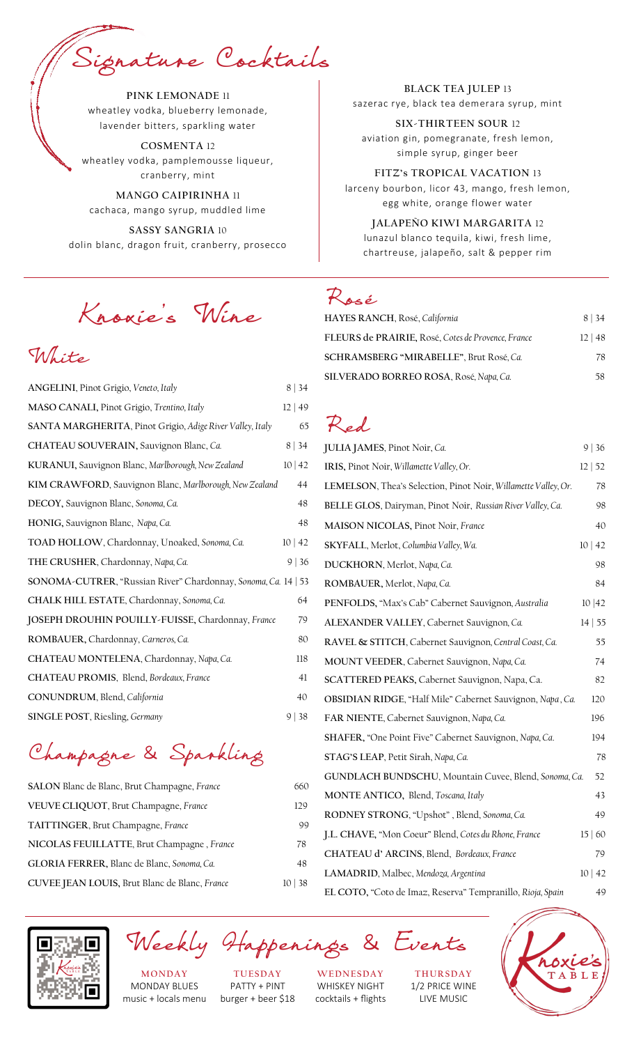# Signature Cocktails

**PINK LEMONADE** 11
wheatley vodka, blueberry lemonade, lavender bitters, sparkling water

**COSMENTA** 12
wheatley vodka, pamplemousse liqueur, cranberry, mint

**MANGO CAIPIRINHA** 11
cachaca, mango syrup, muddled lime

**SASSY SANGRIA** 10
dolin blanc, dragon fruit, cranberry, prosecco

**BLACK TEA JULEP** 13
sazerac rye, black tea demerara syrup, mint

**SIX-THIRTEEN SOUR** 12
aviation gin, pomegranate, fresh lemon, simple syrup, ginger beer

**FITZ's TROPICAL VACATION** 13
larceny bourbon, licor 43, mango, fresh lemon, egg white, orange flower water

**JALAPEÑO KIWI MARGARITA** 12
lunazul blanco tequila, kiwi, fresh lime, chartreuse, jalapeño, salt & pepper rim

# Knoxie's Wine

## White

| | |
|---|---|
| **ANGELINI**, Pinot Grigio, *Veneto, Italy* | 8 \| 34 |
| **MASO CANALI**, Pinot Grigio, *Trentino, Italy* | 12 \| 49 |
| **SANTA MARGHERITA**, Pinot Grigio, *Adige River Valley, Italy* | 65 |
| **CHATEAU SOUVERAIN**, Sauvignon Blanc, *Ca.* | 8 \| 34 |
| **KURANUI**, Sauvignon Blanc, *Marlborough, New Zealand* | 10 \| 42 |
| **KIM CRAWFORD**, Sauvignon Blanc, *Marlborough, New Zealand* | 44 |
| **DECOY**, Sauvignon Blanc, *Sonoma, Ca.* | 48 |
| **HONIG**, Sauvignon Blanc, *Napa, Ca.* | 48 |
| **TOAD HOLLOW**, Chardonnay, Unoaked, *Sonoma, Ca.* | 10 \| 42 |
| **THE CRUSHER**, Chardonnay, *Napa, Ca.* | 9 \| 36 |
| **SONOMA-CUTRER**, "Russian River" Chardonnay, *Sonoma, Ca.* | 14 \| 53 |
| **CHALK HILL ESTATE**, Chardonnay, *Sonoma, Ca.* | 64 |
| **JOSEPH DROUHIN POUILLY-FUISSE**, Chardonnay, *France* | 79 |
| **ROMBAUER**, Chardonnay, *Carneros, Ca.* | 80 |
| **CHATEAU MONTELENA**, Chardonnay, *Napa, Ca.* | 118 |
| **CHATEAU PROMIS**, Blend, *Bordeaux, France* | 41 |
| **CONUNDRUM**, Blend, *California* | 40 |
| **SINGLE POST**, Riesling, *Germany* | 9 \| 38 |

## Champagne & Sparkling

| | |
|---|---|
| **SALON** Blanc de Blanc, Brut Champagne, *France* | 660 |
| **VEUVE CLIQUOT**, Brut Champagne, *France* | 129 |
| **TAITTINGER**, Brut Champagne, *France* | 99 |
| **NICOLAS FEUILLATTE**, Brut Champagne, *France* | 78 |
| **GLORIA FERRER**, Blanc de Blanc, *Sonoma, Ca.* | 48 |
| **CUVEE JEAN LOUIS**, Brut Blanc de Blanc, *France* | 10 \| 38 |

## Rosé

| | |
|---|---|
| **HAYES RANCH**, Rosé, *California* | 8 \| 34 |
| **FLEURS de PRAIRIE**, Rosé, *Cotes de Provence, France* | 12 \| 48 |
| **SCHRAMSBERG "MIRABELLE"**, Brut Rosé, *Ca.* | 78 |
| **SILVERADO BORREO ROSA**, Rosé, *Napa, Ca.* | 58 |

## Red

| | |
|---|---|
| **JULIA JAMES**, Pinot Noir, *Ca.* | 9 \| 36 |
| **IRIS**, Pinot Noir, *Willamette Valley, Or.* | 12 \| 52 |
| **LEMELSON**, Thea's Selection, Pinot Noir, *Willamette Valley, Or.* | 78 |
| **BELLE GLOS**, Dairyman, Pinot Noir, *Russian River Valley, Ca.* | 98 |
| **MAISON NICOLAS**, Pinot Noir, *France* | 40 |
| **SKYFALL**, Merlot, *Columbia Valley, Wa.* | 10 \| 42 |
| **DUCKHORN**, Merlot, *Napa, Ca.* | 98 |
| **ROMBAUER**, Merlot, *Napa, Ca.* | 84 |
| **PENFOLDS**, "Max's Cab" Cabernet Sauvignon, *Australia* | 10 \| 42 |
| **ALEXANDER VALLEY**, Cabernet Sauvignon, *Ca.* | 14 \| 55 |
| **RAVEL & STITCH**, Cabernet Sauvignon, *Central Coast, Ca.* | 55 |
| **MOUNT VEEDER**, Cabernet Sauvignon, *Napa, Ca.* | 74 |
| **SCATTERED PEAKS**, Cabernet Sauvignon, Napa, Ca. | 82 |
| **OBSIDIAN RIDGE**, "Half Mile" Cabernet Sauvignon, *Napa, Ca.* | 120 |
| **FAR NIENTE**, Cabernet Sauvignon, *Napa, Ca.* | 196 |
| **SHAFER**, "One Point Five" Cabernet Sauvignon, *Napa, Ca.* | 194 |
| **STAG'S LEAP**, Petit Sirah, *Napa, Ca.* | 78 |
| **GUNDLACH BUNDSCHU**, Mountain Cuvee, Blend, *Sonoma, Ca.* | 52 |
| **MONTE ANTICO**, Blend, *Toscana, Italy* | 43 |
| **RODNEY STRONG**, "Upshot", Blend, *Sonoma, Ca.* | 49 |
| **J.L. CHAVE**, "Mon Coeur" Blend, *Cotes du Rhone, France* | 15 \| 60 |
| **CHATEAU d' ARCINS**, Blend, *Bordeaux, France* | 79 |
| **LAMADRID**, Malbec, *Mendoza, Argentina* | 10 \| 42 |
| **EL COTO**, "Coto de Imaz, Reserva" Tempranillo, *Rioja, Spain* | 49 |

# Weekly Happenings & Events

**MONDAY**
MONDAY BLUES
music + locals menu

**TUESDAY**
PATTY + PINT
burger + beer $18

**WEDNESDAY**
WHISKEY NIGHT
cocktails + flights

**THURSDAY**
1/2 PRICE WINE
LIVE MUSIC

Knoxie's TABLE